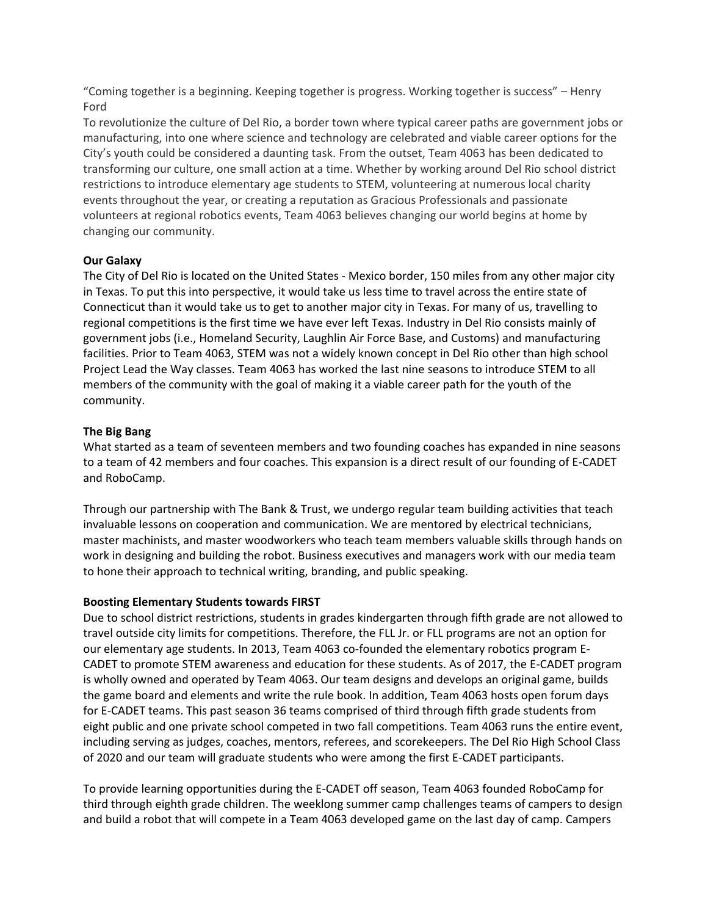"Coming together is a beginning. Keeping together is progress. Working together is success" – Henry Ford

To revolutionize the culture of Del Rio, a border town where typical career paths are government jobs or manufacturing, into one where science and technology are celebrated and viable career options for the City's youth could be considered a daunting task. From the outset, Team 4063 has been dedicated to transforming our culture, one small action at a time. Whether by working around Del Rio school district restrictions to introduce elementary age students to STEM, volunteering at numerous local charity events throughout the year, or creating a reputation as Gracious Professionals and passionate volunteers at regional robotics events, Team 4063 believes changing our world begins at home by changing our community.

**Our Galaxy**

The City of Del Rio is located on the United States - Mexico border, 150 miles from any other major city in Texas. To put this into perspective, it would take us less time to travel across the entire state of Connecticut than it would take us to get to another major city in Texas. For many of us, travelling to regional competitions is the first time we have ever left Texas. Industry in Del Rio consists mainly of government jobs (i.e., Homeland Security, Laughlin Air Force Base, and Customs) and manufacturing facilities. Prior to Team 4063, STEM was not a widely known concept in Del Rio other than high school Project Lead the Way classes. Team 4063 has worked the last nine seasons to introduce STEM to all members of the community with the goal of making it a viable career path for the youth of the community.

**The Big Bang**

What started as a team of seventeen members and two founding coaches has expanded in nine seasons to a team of 42 members and four coaches. This expansion is a direct result of our founding of E-CADET and RoboCamp.

Through our partnership with The Bank & Trust, we undergo regular team building activities that teach invaluable lessons on cooperation and communication. We are mentored by electrical technicians, master machinists, and master woodworkers who teach team members valuable skills through hands on work in designing and building the robot. Business executives and managers work with our media team to hone their approach to technical writing, branding, and public speaking.

**Boosting Elementary Students towards FIRST**

Due to school district restrictions, students in grades kindergarten through fifth grade are not allowed to travel outside city limits for competitions. Therefore, the FLL Jr. or FLL programs are not an option for our elementary age students. In 2013, Team 4063 co-founded the elementary robotics program E-CADET to promote STEM awareness and education for these students. As of 2017, the E-CADET program is wholly owned and operated by Team 4063. Our team designs and develops an original game, builds the game board and elements and write the rule book. In addition, Team 4063 hosts open forum days for E-CADET teams. This past season 36 teams comprised of third through fifth grade students from eight public and one private school competed in two fall competitions. Team 4063 runs the entire event, including serving as judges, coaches, mentors, referees, and scorekeepers. The Del Rio High School Class of 2020 and our team will graduate students who were among the first E-CADET participants.

To provide learning opportunities during the E-CADET off season, Team 4063 founded RoboCamp for third through eighth grade children. The weeklong summer camp challenges teams of campers to design and build a robot that will compete in a Team 4063 developed game on the last day of camp. Campers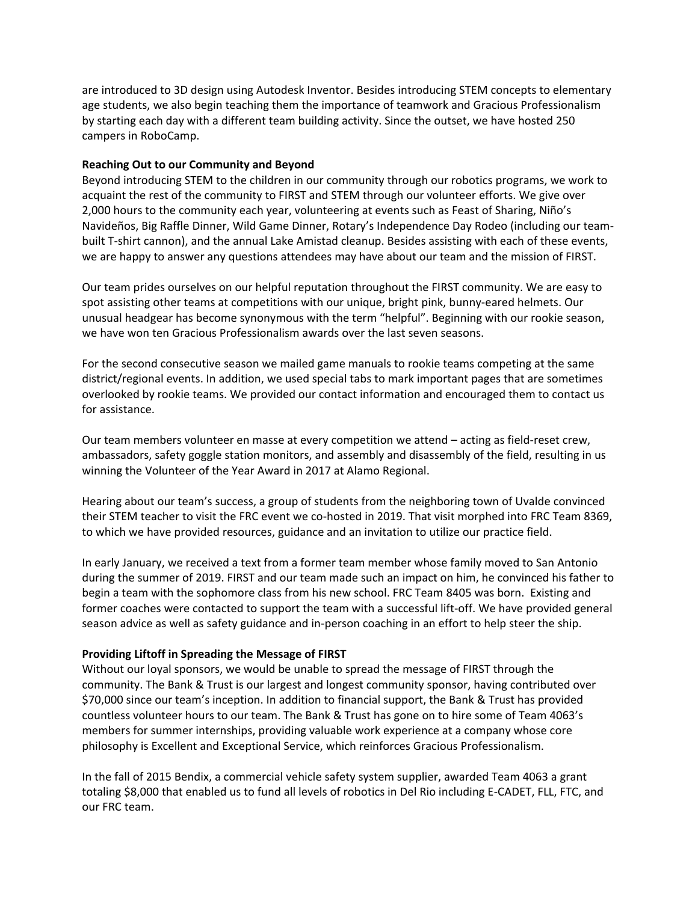are introduced to 3D design using Autodesk Inventor. Besides introducing STEM concepts to elementary age students, we also begin teaching them the importance of teamwork and Gracious Professionalism by starting each day with a different team building activity. Since the outset, we have hosted 250 campers in RoboCamp.

**Reaching Out to our Community and Beyond**

Beyond introducing STEM to the children in our community through our robotics programs, we work to acquaint the rest of the community to FIRST and STEM through our volunteer efforts. We give over 2,000 hours to the community each year, volunteering at events such as Feast of Sharing, Niño's Navideños, Big Raffle Dinner, Wild Game Dinner, Rotary's Independence Day Rodeo (including our team-built T-shirt cannon), and the annual Lake Amistad cleanup. Besides assisting with each of these events, we are happy to answer any questions attendees may have about our team and the mission of FIRST.

Our team prides ourselves on our helpful reputation throughout the FIRST community. We are easy to spot assisting other teams at competitions with our unique, bright pink, bunny-eared helmets. Our unusual headgear has become synonymous with the term "helpful". Beginning with our rookie season, we have won ten Gracious Professionalism awards over the last seven seasons.

For the second consecutive season we mailed game manuals to rookie teams competing at the same district/regional events. In addition, we used special tabs to mark important pages that are sometimes overlooked by rookie teams. We provided our contact information and encouraged them to contact us for assistance.

Our team members volunteer en masse at every competition we attend – acting as field-reset crew, ambassadors, safety goggle station monitors, and assembly and disassembly of the field, resulting in us winning the Volunteer of the Year Award in 2017 at Alamo Regional.

Hearing about our team's success, a group of students from the neighboring town of Uvalde convinced their STEM teacher to visit the FRC event we co-hosted in 2019. That visit morphed into FRC Team 8369, to which we have provided resources, guidance and an invitation to utilize our practice field.

In early January, we received a text from a former team member whose family moved to San Antonio during the summer of 2019. FIRST and our team made such an impact on him, he convinced his father to begin a team with the sophomore class from his new school. FRC Team 8405 was born. Existing and former coaches were contacted to support the team with a successful lift-off. We have provided general season advice as well as safety guidance and in-person coaching in an effort to help steer the ship.

**Providing Liftoff in Spreading the Message of FIRST**

Without our loyal sponsors, we would be unable to spread the message of FIRST through the community. The Bank & Trust is our largest and longest community sponsor, having contributed over $70,000 since our team's inception. In addition to financial support, the Bank & Trust has provided countless volunteer hours to our team. The Bank & Trust has gone on to hire some of Team 4063's members for summer internships, providing valuable work experience at a company whose core philosophy is Excellent and Exceptional Service, which reinforces Gracious Professionalism.

In the fall of 2015 Bendix, a commercial vehicle safety system supplier, awarded Team 4063 a grant totaling $8,000 that enabled us to fund all levels of robotics in Del Rio including E-CADET, FLL, FTC, and our FRC team.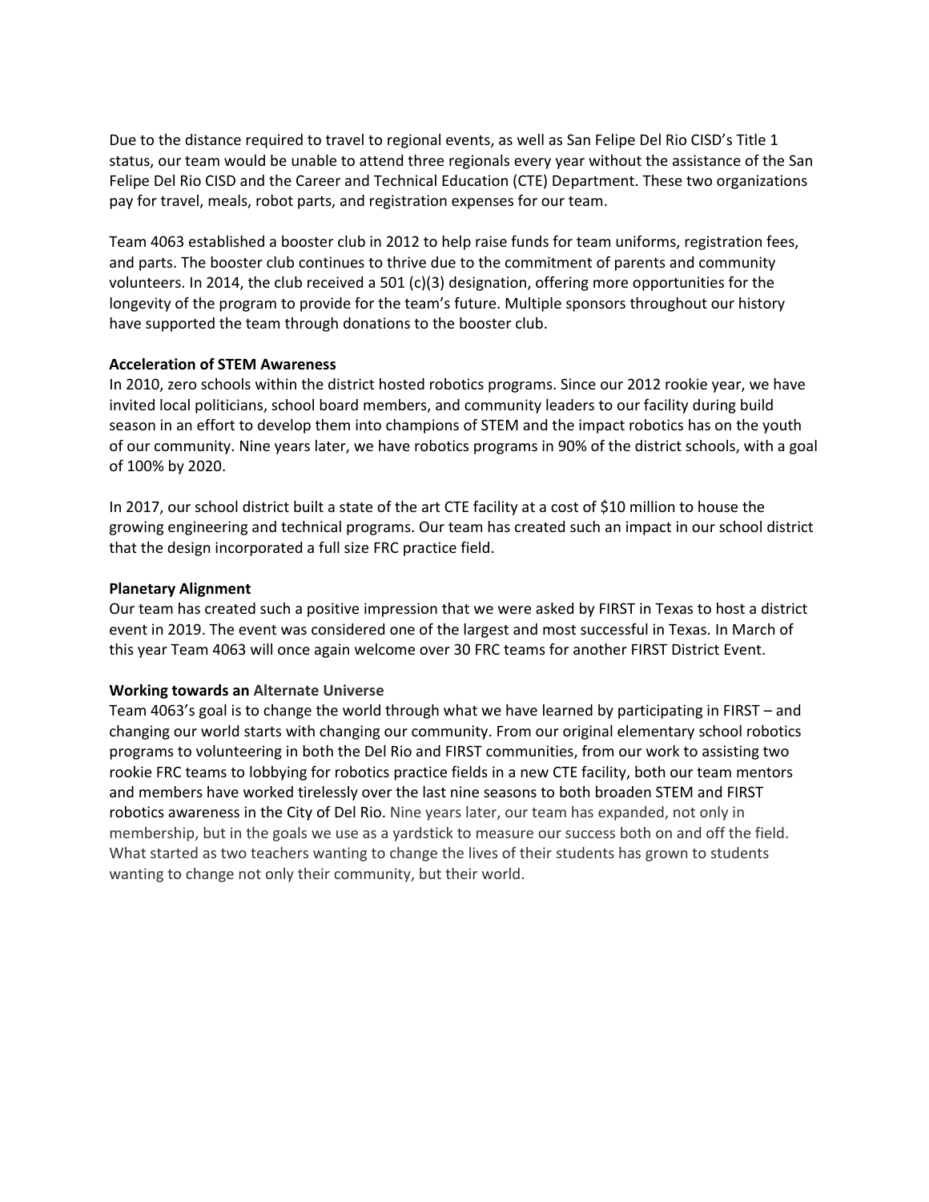Due to the distance required to travel to regional events, as well as San Felipe Del Rio CISD's Title 1 status, our team would be unable to attend three regionals every year without the assistance of the San Felipe Del Rio CISD and the Career and Technical Education (CTE) Department. These two organizations pay for travel, meals, robot parts, and registration expenses for our team.

Team 4063 established a booster club in 2012 to help raise funds for team uniforms, registration fees, and parts. The booster club continues to thrive due to the commitment of parents and community volunteers. In 2014, the club received a 501 (c)(3) designation, offering more opportunities for the longevity of the program to provide for the team's future. Multiple sponsors throughout our history have supported the team through donations to the booster club.

**Acceleration of STEM Awareness**

In 2010, zero schools within the district hosted robotics programs. Since our 2012 rookie year, we have invited local politicians, school board members, and community leaders to our facility during build season in an effort to develop them into champions of STEM and the impact robotics has on the youth of our community. Nine years later, we have robotics programs in 90% of the district schools, with a goal of 100% by 2020.

In 2017, our school district built a state of the art CTE facility at a cost of $10 million to house the growing engineering and technical programs. Our team has created such an impact in our school district that the design incorporated a full size FRC practice field.

**Planetary Alignment**

Our team has created such a positive impression that we were asked by FIRST in Texas to host a district event in 2019. The event was considered one of the largest and most successful in Texas. In March of this year Team 4063 will once again welcome over 30 FRC teams for another FIRST District Event.

**Working towards an Alternate Universe**

Team 4063's goal is to change the world through what we have learned by participating in FIRST – and changing our world starts with changing our community. From our original elementary school robotics programs to volunteering in both the Del Rio and FIRST communities, from our work to assisting two rookie FRC teams to lobbying for robotics practice fields in a new CTE facility, both our team mentors and members have worked tirelessly over the last nine seasons to both broaden STEM and FIRST robotics awareness in the City of Del Rio. Nine years later, our team has expanded, not only in membership, but in the goals we use as a yardstick to measure our success both on and off the field. What started as two teachers wanting to change the lives of their students has grown to students wanting to change not only their community, but their world.